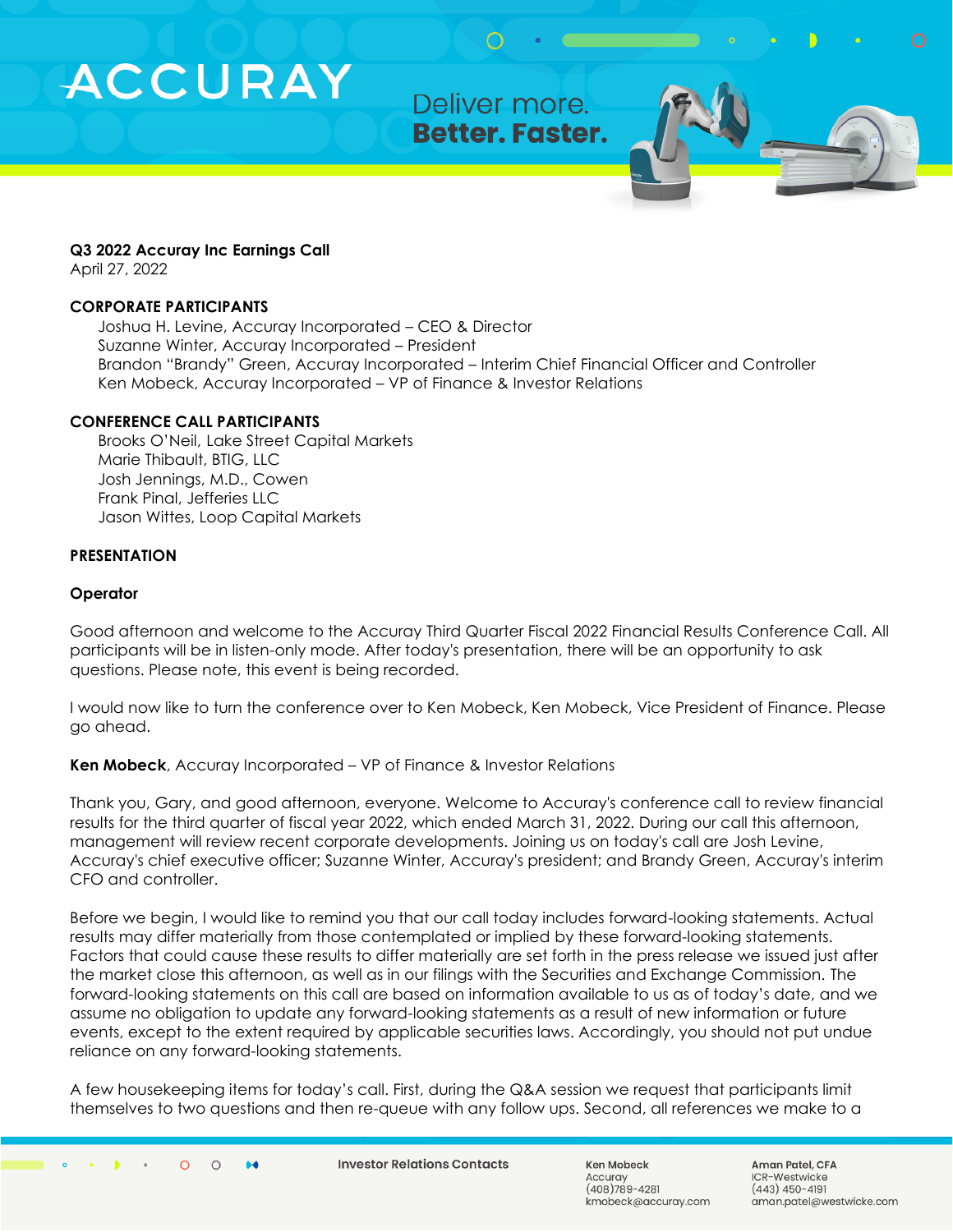**Q3 2022 Accuray Inc Earnings Call**
April 27, 2022

**CORPORATE PARTICIPANTS**

Joshua H. Levine, Accuray Incorporated – CEO & Director
Suzanne Winter, Accuray Incorporated – President
Brandon "Brandy" Green, Accuray Incorporated – Interim Chief Financial Officer and Controller
Ken Mobeck, Accuray Incorporated – VP of Finance & Investor Relations

**CONFERENCE CALL PARTICIPANTS**

Brooks O'Neil, Lake Street Capital Markets
Marie Thibault, BTIG, LLC
Josh Jennings, M.D., Cowen
Frank Pinal, Jefferies LLC
Jason Wittes, Loop Capital Markets

**PRESENTATION**

**Operator**

Good afternoon and welcome to the Accuray Third Quarter Fiscal 2022 Financial Results Conference Call. All participants will be in listen-only mode. After today's presentation, there will be an opportunity to ask questions. Please note, this event is being recorded.

I would now like to turn the conference over to Ken Mobeck, Ken Mobeck, Vice President of Finance. Please go ahead.

**Ken Mobeck**, Accuray Incorporated – VP of Finance & Investor Relations

Thank you, Gary, and good afternoon, everyone. Welcome to Accuray's conference call to review financial results for the third quarter of fiscal year 2022, which ended March 31, 2022. During our call this afternoon, management will review recent corporate developments. Joining us on today's call are Josh Levine, Accuray's chief executive officer; Suzanne Winter, Accuray's president; and Brandy Green, Accuray's interim CFO and controller.

Before we begin, I would like to remind you that our call today includes forward-looking statements. Actual results may differ materially from those contemplated or implied by these forward-looking statements. Factors that could cause these results to differ materially are set forth in the press release we issued just after the market close this afternoon, as well as in our filings with the Securities and Exchange Commission. The forward-looking statements on this call are based on information available to us as of today's date, and we assume no obligation to update any forward-looking statements as a result of new information or future events, except to the extent required by applicable securities laws. Accordingly, you should not put undue reliance on any forward-looking statements.

A few housekeeping items for today's call. First, during the Q&A session we request that participants limit themselves to two questions and then re-queue with any follow ups. Second, all references we make to a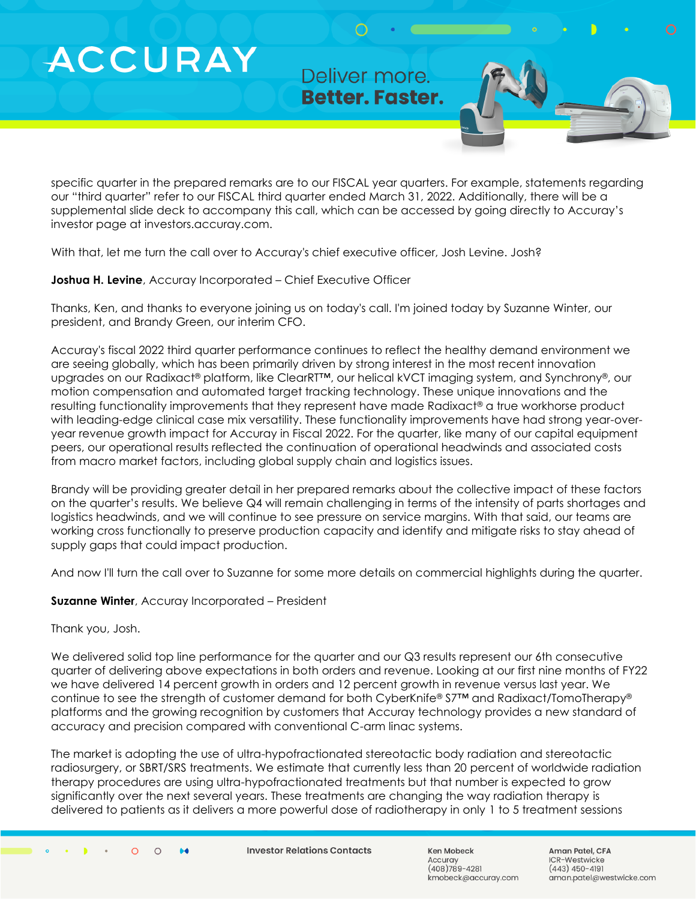specific quarter in the prepared remarks are to our FISCAL year quarters. For example, statements regarding our "third quarter" refer to our FISCAL third quarter ended March 31, 2022. Additionally, there will be a supplemental slide deck to accompany this call, which can be accessed by going directly to Accuray's investor page at investors.accuray.com.

With that, let me turn the call over to Accuray's chief executive officer, Josh Levine. Josh?

**Joshua H. Levine**, Accuray Incorporated – Chief Executive Officer

Thanks, Ken, and thanks to everyone joining us on today's call. I'm joined today by Suzanne Winter, our president, and Brandy Green, our interim CFO.

Accuray's fiscal 2022 third quarter performance continues to reflect the healthy demand environment we are seeing globally, which has been primarily driven by strong interest in the most recent innovation upgrades on our Radixact® platform, like ClearRT™, our helical kVCT imaging system, and Synchrony®, our motion compensation and automated target tracking technology. These unique innovations and the resulting functionality improvements that they represent have made Radixact® a true workhorse product with leading-edge clinical case mix versatility. These functionality improvements have had strong year-over-year revenue growth impact for Accuray in Fiscal 2022. For the quarter, like many of our capital equipment peers, our operational results reflected the continuation of operational headwinds and associated costs from macro market factors, including global supply chain and logistics issues.

Brandy will be providing greater detail in her prepared remarks about the collective impact of these factors on the quarter's results. We believe Q4 will remain challenging in terms of the intensity of parts shortages and logistics headwinds, and we will continue to see pressure on service margins. With that said, our teams are working cross functionally to preserve production capacity and identify and mitigate risks to stay ahead of supply gaps that could impact production.

And now I'll turn the call over to Suzanne for some more details on commercial highlights during the quarter.

**Suzanne Winter**, Accuray Incorporated – President

Thank you, Josh.

We delivered solid top line performance for the quarter and our Q3 results represent our 6th consecutive quarter of delivering above expectations in both orders and revenue. Looking at our first nine months of FY22 we have delivered 14 percent growth in orders and 12 percent growth in revenue versus last year. We continue to see the strength of customer demand for both CyberKnife® S7™ and Radixact/TomoTherapy® platforms and the growing recognition by customers that Accuray technology provides a new standard of accuracy and precision compared with conventional C-arm linac systems.

The market is adopting the use of ultra-hypofractionated stereotactic body radiation and stereotactic radiosurgery, or SBRT/SRS treatments. We estimate that currently less than 20 percent of worldwide radiation therapy procedures are using ultra-hypofractionated treatments but that number is expected to grow significantly over the next several years. These treatments are changing the way radiation therapy is delivered to patients as it delivers a more powerful dose of radiotherapy in only 1 to 5 treatment sessions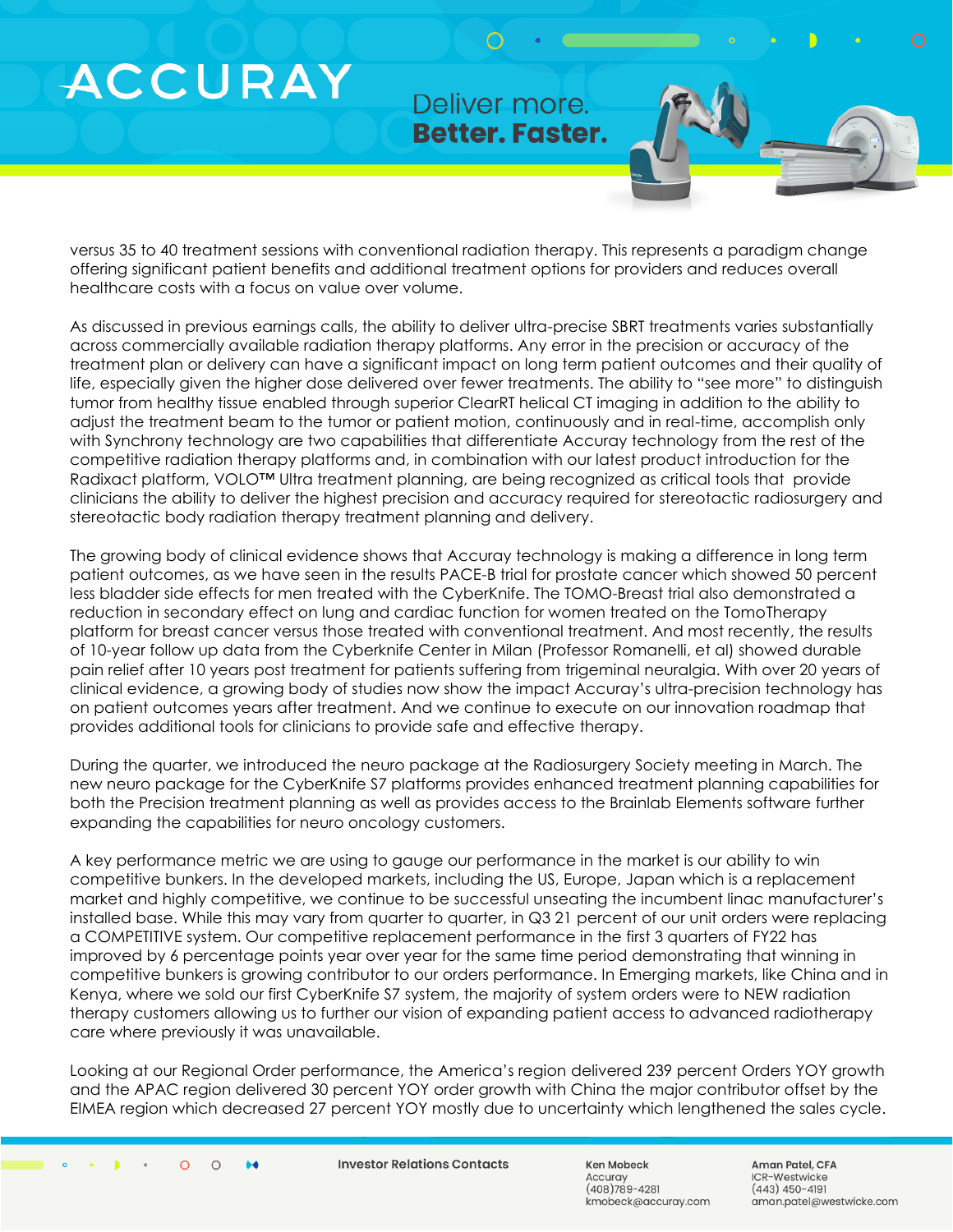versus 35 to 40 treatment sessions with conventional radiation therapy. This represents a paradigm change offering significant patient benefits and additional treatment options for providers and reduces overall healthcare costs with a focus on value over volume.

As discussed in previous earnings calls, the ability to deliver ultra-precise SBRT treatments varies substantially across commercially available radiation therapy platforms. Any error in the precision or accuracy of the treatment plan or delivery can have a significant impact on long term patient outcomes and their quality of life, especially given the higher dose delivered over fewer treatments. The ability to "see more" to distinguish tumor from healthy tissue enabled through superior ClearRT helical CT imaging in addition to the ability to adjust the treatment beam to the tumor or patient motion, continuously and in real-time, accomplish only with Synchrony technology are two capabilities that differentiate Accuray technology from the rest of the competitive radiation therapy platforms and, in combination with our latest product introduction for the Radixact platform, VOLO™ Ultra treatment planning, are being recognized as critical tools that provide clinicians the ability to deliver the highest precision and accuracy required for stereotactic radiosurgery and stereotactic body radiation therapy treatment planning and delivery.

The growing body of clinical evidence shows that Accuray technology is making a difference in long term patient outcomes, as we have seen in the results PACE-B trial for prostate cancer which showed 50 percent less bladder side effects for men treated with the CyberKnife. The TOMO-Breast trial also demonstrated a reduction in secondary effect on lung and cardiac function for women treated on the TomoTherapy platform for breast cancer versus those treated with conventional treatment. And most recently, the results of 10-year follow up data from the Cyberknife Center in Milan (Professor Romanelli, et al) showed durable pain relief after 10 years post treatment for patients suffering from trigeminal neuralgia. With over 20 years of clinical evidence, a growing body of studies now show the impact Accuray's ultra-precision technology has on patient outcomes years after treatment. And we continue to execute on our innovation roadmap that provides additional tools for clinicians to provide safe and effective therapy.

During the quarter, we introduced the neuro package at the Radiosurgery Society meeting in March. The new neuro package for the CyberKnife S7 platforms provides enhanced treatment planning capabilities for both the Precision treatment planning as well as provides access to the Brainlab Elements software further expanding the capabilities for neuro oncology customers.

A key performance metric we are using to gauge our performance in the market is our ability to win competitive bunkers. In the developed markets, including the US, Europe, Japan which is a replacement market and highly competitive, we continue to be successful unseating the incumbent linac manufacturer's installed base. While this may vary from quarter to quarter, in Q3 21 percent of our unit orders were replacing a COMPETITIVE system. Our competitive replacement performance in the first 3 quarters of FY22 has improved by 6 percentage points year over year for the same time period demonstrating that winning in competitive bunkers is growing contributor to our orders performance. In Emerging markets, like China and in Kenya, where we sold our first CyberKnife S7 system, the majority of system orders were to NEW radiation therapy customers allowing us to further our vision of expanding patient access to advanced radiotherapy care where previously it was unavailable.

Looking at our Regional Order performance, the America's region delivered 239 percent Orders YOY growth and the APAC region delivered 30 percent YOY order growth with China the major contributor offset by the EIMEA region which decreased 27 percent YOY mostly due to uncertainty which lengthened the sales cycle.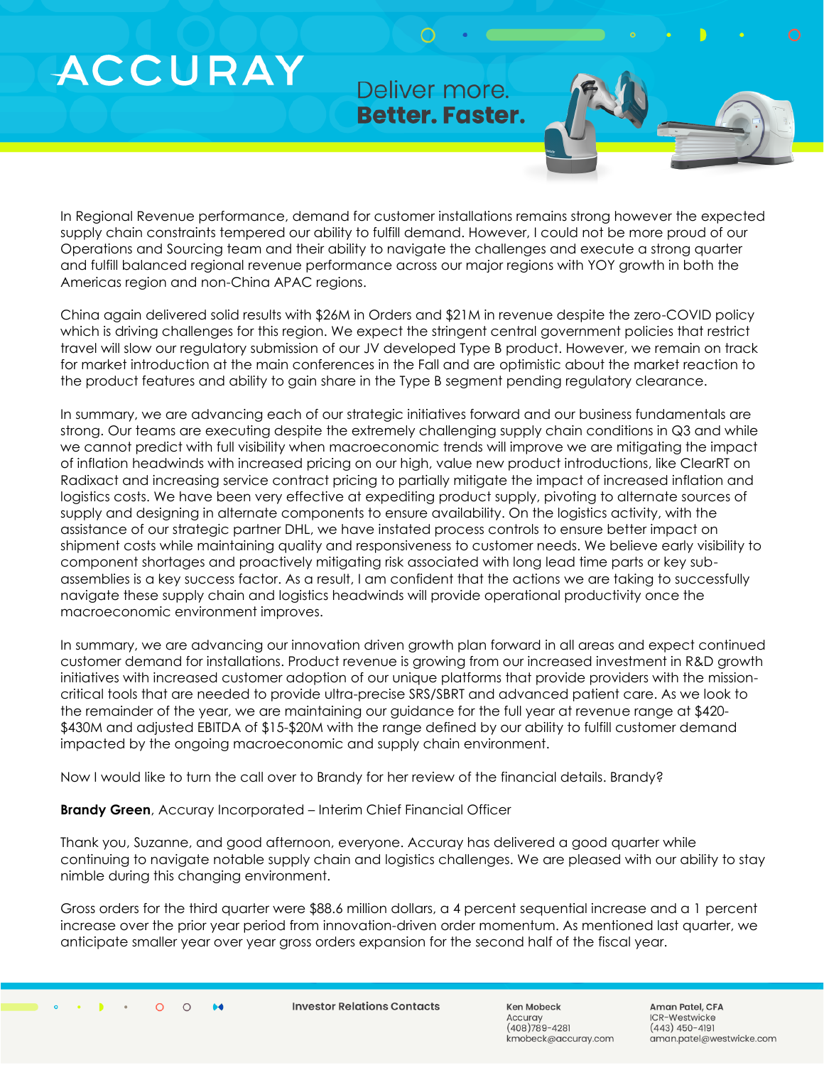In Regional Revenue performance, demand for customer installations remains strong however the expected supply chain constraints tempered our ability to fulfill demand. However, I could not be more proud of our Operations and Sourcing team and their ability to navigate the challenges and execute a strong quarter and fulfill balanced regional revenue performance across our major regions with YOY growth in both the Americas region and non-China APAC regions.

China again delivered solid results with $26M in Orders and $21M in revenue despite the zero-COVID policy which is driving challenges for this region. We expect the stringent central government policies that restrict travel will slow our regulatory submission of our JV developed Type B product. However, we remain on track for market introduction at the main conferences in the Fall and are optimistic about the market reaction to the product features and ability to gain share in the Type B segment pending regulatory clearance.

In summary, we are advancing each of our strategic initiatives forward and our business fundamentals are strong. Our teams are executing despite the extremely challenging supply chain conditions in Q3 and while we cannot predict with full visibility when macroeconomic trends will improve we are mitigating the impact of inflation headwinds with increased pricing on our high, value new product introductions, like ClearRT on Radixact and increasing service contract pricing to partially mitigate the impact of increased inflation and logistics costs. We have been very effective at expediting product supply, pivoting to alternate sources of supply and designing in alternate components to ensure availability. On the logistics activity, with the assistance of our strategic partner DHL, we have instated process controls to ensure better impact on shipment costs while maintaining quality and responsiveness to customer needs. We believe early visibility to component shortages and proactively mitigating risk associated with long lead time parts or key sub-assemblies is a key success factor. As a result, I am confident that the actions we are taking to successfully navigate these supply chain and logistics headwinds will provide operational productivity once the macroeconomic environment improves.

In summary, we are advancing our innovation driven growth plan forward in all areas and expect continued customer demand for installations. Product revenue is growing from our increased investment in R&D growth initiatives with increased customer adoption of our unique platforms that provide providers with the mission-critical tools that are needed to provide ultra-precise SRS/SBRT and advanced patient care. As we look to the remainder of the year, we are maintaining our guidance for the full year at revenue range at $420-$430M and adjusted EBITDA of $15-$20M with the range defined by our ability to fulfill customer demand impacted by the ongoing macroeconomic and supply chain environment.

Now I would like to turn the call over to Brandy for her review of the financial details. Brandy?

**Brandy Green**, Accuray Incorporated – Interim Chief Financial Officer

Thank you, Suzanne, and good afternoon, everyone. Accuray has delivered a good quarter while continuing to navigate notable supply chain and logistics challenges. We are pleased with our ability to stay nimble during this changing environment.

Gross orders for the third quarter were $88.6 million dollars, a 4 percent sequential increase and a 1 percent increase over the prior year period from innovation-driven order momentum. As mentioned last quarter, we anticipate smaller year over year gross orders expansion for the second half of the fiscal year.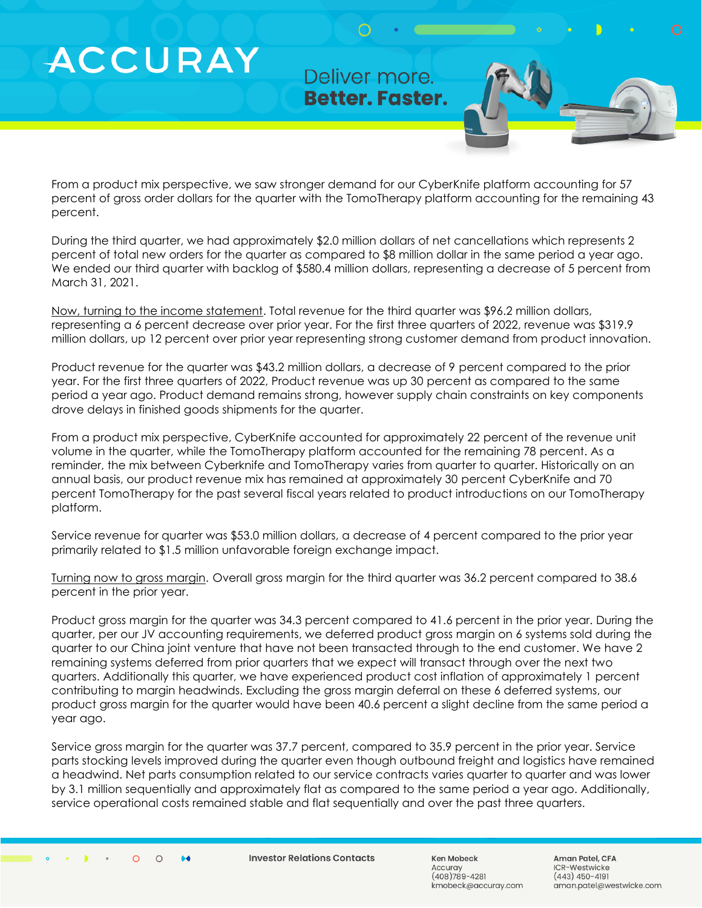From a product mix perspective, we saw stronger demand for our CyberKnife platform accounting for 57 percent of gross order dollars for the quarter with the TomoTherapy platform accounting for the remaining 43 percent.

During the third quarter, we had approximately $2.0 million dollars of net cancellations which represents 2 percent of total new orders for the quarter as compared to $8 million dollar in the same period a year ago. We ended our third quarter with backlog of $580.4 million dollars, representing a decrease of 5 percent from March 31, 2021.

Now, turning to the income statement. Total revenue for the third quarter was $96.2 million dollars, representing a 6 percent decrease over prior year. For the first three quarters of 2022, revenue was $319.9 million dollars, up 12 percent over prior year representing strong customer demand from product innovation.

Product revenue for the quarter was $43.2 million dollars, a decrease of 9 percent compared to the prior year. For the first three quarters of 2022, Product revenue was up 30 percent as compared to the same period a year ago. Product demand remains strong, however supply chain constraints on key components drove delays in finished goods shipments for the quarter.

From a product mix perspective, CyberKnife accounted for approximately 22 percent of the revenue unit volume in the quarter, while the TomoTherapy platform accounted for the remaining 78 percent. As a reminder, the mix between Cyberknife and TomoTherapy varies from quarter to quarter. Historically on an annual basis, our product revenue mix has remained at approximately 30 percent CyberKnife and 70 percent TomoTherapy for the past several fiscal years related to product introductions on our TomoTherapy platform.

Service revenue for quarter was $53.0 million dollars, a decrease of 4 percent compared to the prior year primarily related to $1.5 million unfavorable foreign exchange impact.

Turning now to gross margin. Overall gross margin for the third quarter was 36.2 percent compared to 38.6 percent in the prior year.

Product gross margin for the quarter was 34.3 percent compared to 41.6 percent in the prior year. During the quarter, per our JV accounting requirements, we deferred product gross margin on 6 systems sold during the quarter to our China joint venture that have not been transacted through to the end customer. We have 2 remaining systems deferred from prior quarters that we expect will transact through over the next two quarters. Additionally this quarter, we have experienced product cost inflation of approximately 1 percent contributing to margin headwinds. Excluding the gross margin deferral on these 6 deferred systems, our product gross margin for the quarter would have been 40.6 percent a slight decline from the same period a year ago.

Service gross margin for the quarter was 37.7 percent, compared to 35.9 percent in the prior year. Service parts stocking levels improved during the quarter even though outbound freight and logistics have remained a headwind. Net parts consumption related to our service contracts varies quarter to quarter and was lower by 3.1 million sequentially and approximately flat as compared to the same period a year ago. Additionally, service operational costs remained stable and flat sequentially and over the past three quarters.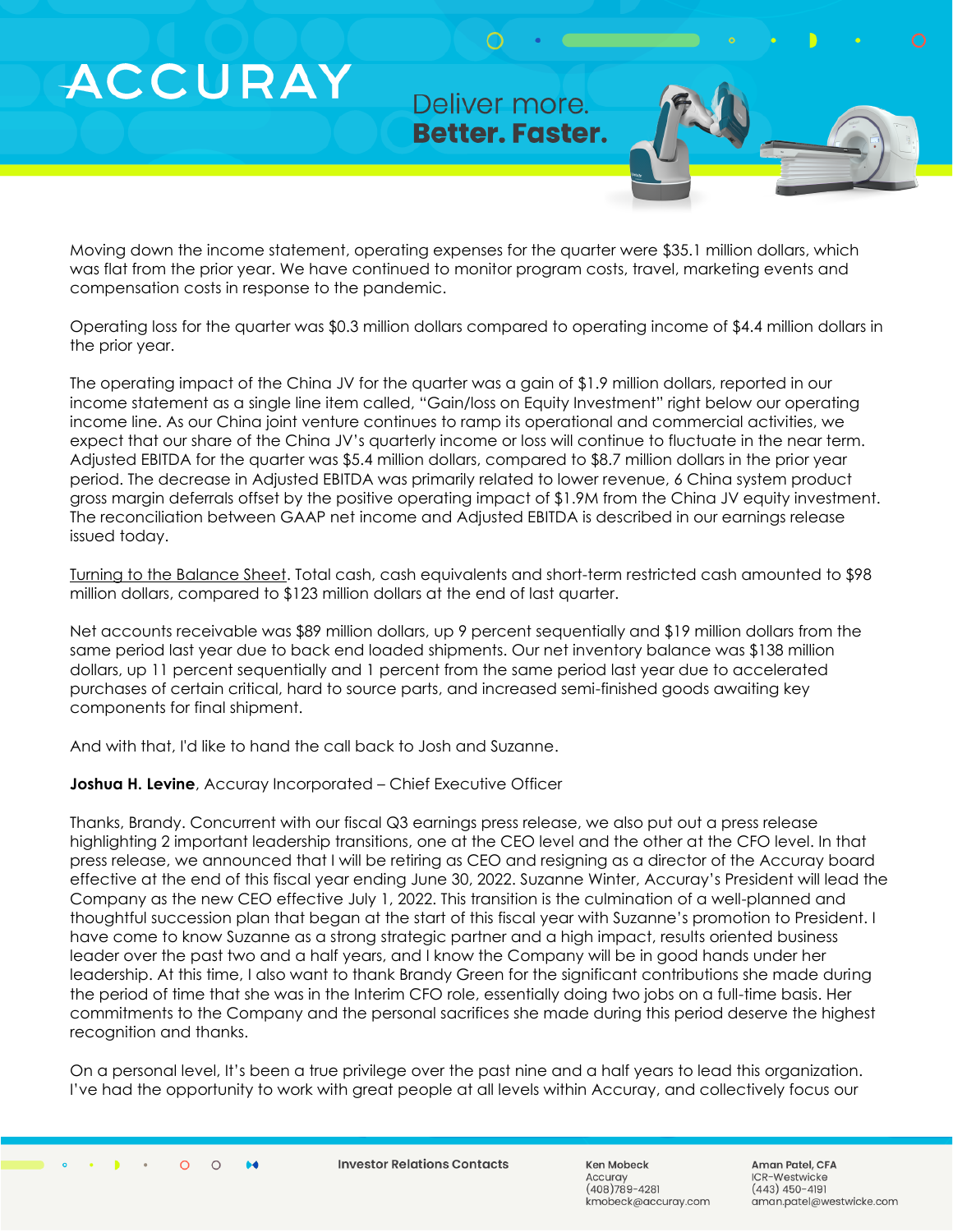Moving down the income statement, operating expenses for the quarter were $35.1 million dollars, which was flat from the prior year. We have continued to monitor program costs, travel, marketing events and compensation costs in response to the pandemic.

Operating loss for the quarter was $0.3 million dollars compared to operating income of $4.4 million dollars in the prior year.

The operating impact of the China JV for the quarter was a gain of $1.9 million dollars, reported in our income statement as a single line item called, "Gain/loss on Equity Investment" right below our operating income line. As our China joint venture continues to ramp its operational and commercial activities, we expect that our share of the China JV's quarterly income or loss will continue to fluctuate in the near term. Adjusted EBITDA for the quarter was $5.4 million dollars, compared to $8.7 million dollars in the prior year period. The decrease in Adjusted EBITDA was primarily related to lower revenue, 6 China system product gross margin deferrals offset by the positive operating impact of $1.9M from the China JV equity investment. The reconciliation between GAAP net income and Adjusted EBITDA is described in our earnings release issued today.

Turning to the Balance Sheet. Total cash, cash equivalents and short-term restricted cash amounted to $98 million dollars, compared to $123 million dollars at the end of last quarter.

Net accounts receivable was $89 million dollars, up 9 percent sequentially and $19 million dollars from the same period last year due to back end loaded shipments. Our net inventory balance was $138 million dollars, up 11 percent sequentially and 1 percent from the same period last year due to accelerated purchases of certain critical, hard to source parts, and increased semi-finished goods awaiting key components for final shipment.

And with that, I'd like to hand the call back to Josh and Suzanne.

**Joshua H. Levine**, Accuray Incorporated – Chief Executive Officer

Thanks, Brandy. Concurrent with our fiscal Q3 earnings press release, we also put out a press release highlighting 2 important leadership transitions, one at the CEO level and the other at the CFO level. In that press release, we announced that I will be retiring as CEO and resigning as a director of the Accuray board effective at the end of this fiscal year ending June 30, 2022. Suzanne Winter, Accuray's President will lead the Company as the new CEO effective July 1, 2022. This transition is the culmination of a well-planned and thoughtful succession plan that began at the start of this fiscal year with Suzanne's promotion to President. I have come to know Suzanne as a strong strategic partner and a high impact, results oriented business leader over the past two and a half years, and I know the Company will be in good hands under her leadership. At this time, I also want to thank Brandy Green for the significant contributions she made during the period of time that she was in the Interim CFO role, essentially doing two jobs on a full-time basis. Her commitments to the Company and the personal sacrifices she made during this period deserve the highest recognition and thanks.

On a personal level, It's been a true privilege over the past nine and a half years to lead this organization. I've had the opportunity to work with great people at all levels within Accuray, and collectively focus our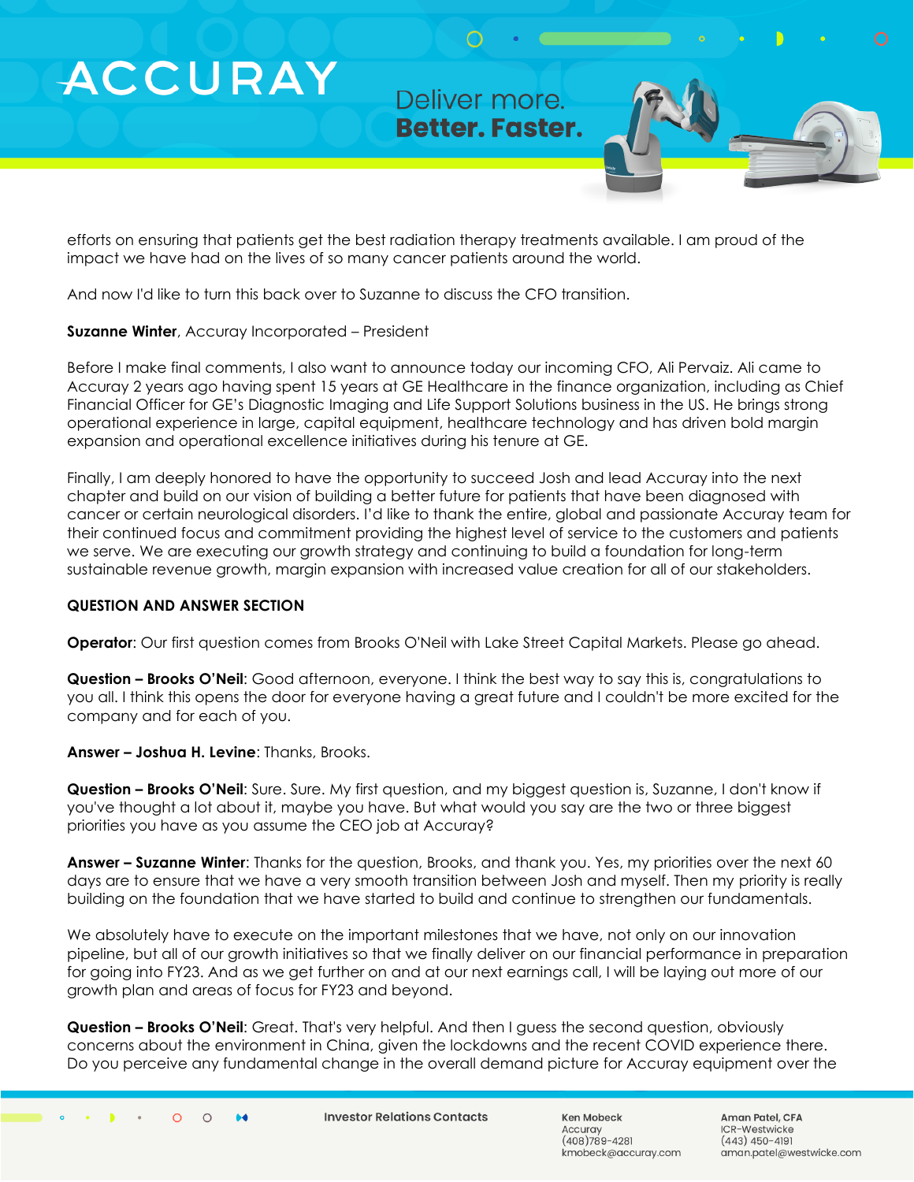efforts on ensuring that patients get the best radiation therapy treatments available. I am proud of the impact we have had on the lives of so many cancer patients around the world.

And now I'd like to turn this back over to Suzanne to discuss the CFO transition.

**Suzanne Winter**, Accuray Incorporated – President

Before I make final comments, I also want to announce today our incoming CFO, Ali Pervaiz. Ali came to Accuray 2 years ago having spent 15 years at GE Healthcare in the finance organization, including as Chief Financial Officer for GE's Diagnostic Imaging and Life Support Solutions business in the US. He brings strong operational experience in large, capital equipment, healthcare technology and has driven bold margin expansion and operational excellence initiatives during his tenure at GE.

Finally, I am deeply honored to have the opportunity to succeed Josh and lead Accuray into the next chapter and build on our vision of building a better future for patients that have been diagnosed with cancer or certain neurological disorders. I'd like to thank the entire, global and passionate Accuray team for their continued focus and commitment providing the highest level of service to the customers and patients we serve. We are executing our growth strategy and continuing to build a foundation for long-term sustainable revenue growth, margin expansion with increased value creation for all of our stakeholders.

**QUESTION AND ANSWER SECTION**

**Operator**: Our first question comes from Brooks O'Neil with Lake Street Capital Markets. Please go ahead.

**Question – Brooks O'Neil**: Good afternoon, everyone. I think the best way to say this is, congratulations to you all. I think this opens the door for everyone having a great future and I couldn't be more excited for the company and for each of you.

**Answer – Joshua H. Levine**: Thanks, Brooks.

**Question – Brooks O'Neil**: Sure. Sure. My first question, and my biggest question is, Suzanne, I don't know if you've thought a lot about it, maybe you have. But what would you say are the two or three biggest priorities you have as you assume the CEO job at Accuray?

**Answer – Suzanne Winter**: Thanks for the question, Brooks, and thank you. Yes, my priorities over the next 60 days are to ensure that we have a very smooth transition between Josh and myself. Then my priority is really building on the foundation that we have started to build and continue to strengthen our fundamentals.

We absolutely have to execute on the important milestones that we have, not only on our innovation pipeline, but all of our growth initiatives so that we finally deliver on our financial performance in preparation for going into FY23. And as we get further on and at our next earnings call, I will be laying out more of our growth plan and areas of focus for FY23 and beyond.

**Question – Brooks O'Neil**: Great. That's very helpful. And then I guess the second question, obviously concerns about the environment in China, given the lockdowns and the recent COVID experience there. Do you perceive any fundamental change in the overall demand picture for Accuray equipment over the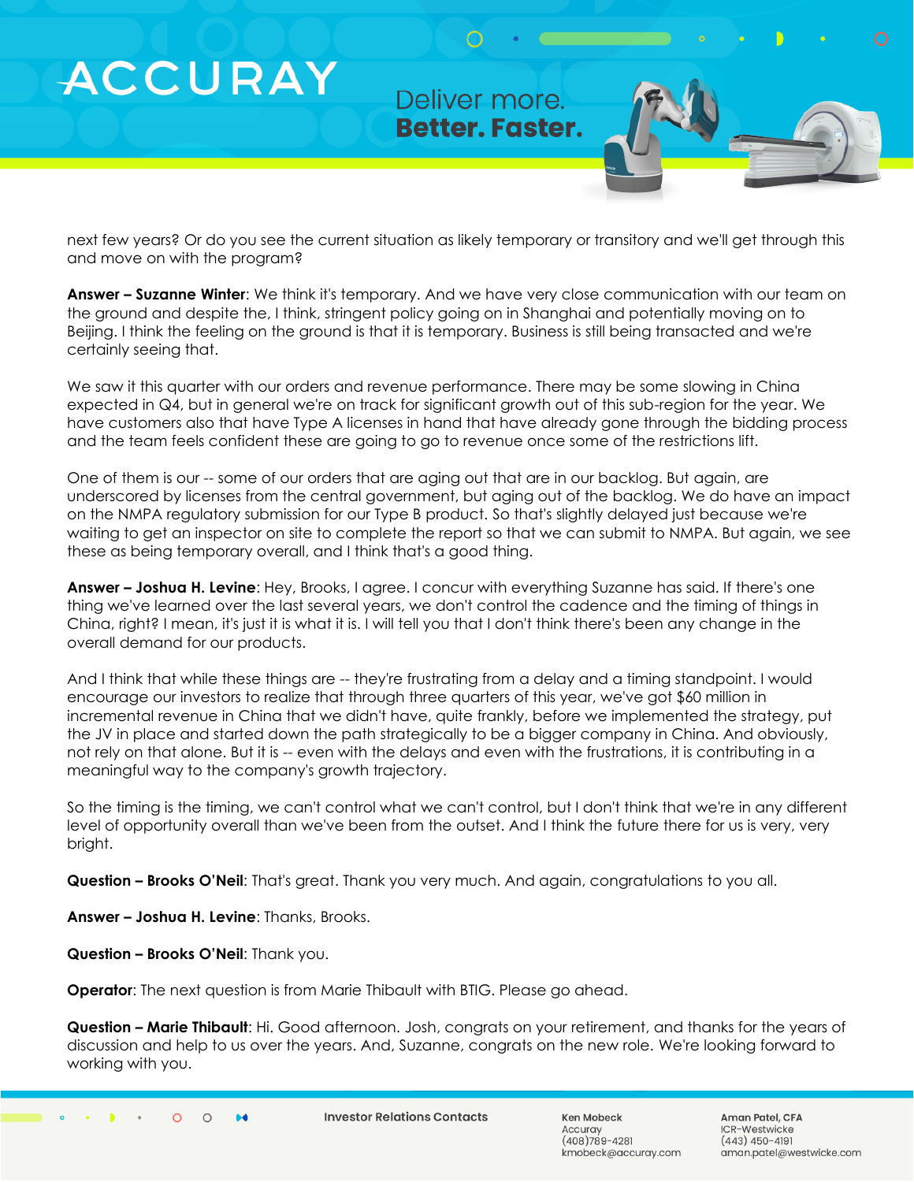next few years? Or do you see the current situation as likely temporary or transitory and we'll get through this and move on with the program?

**Answer – Suzanne Winter**: We think it's temporary. And we have very close communication with our team on the ground and despite the, I think, stringent policy going on in Shanghai and potentially moving on to Beijing. I think the feeling on the ground is that it is temporary. Business is still being transacted and we're certainly seeing that.

We saw it this quarter with our orders and revenue performance. There may be some slowing in China expected in Q4, but in general we're on track for significant growth out of this sub-region for the year. We have customers also that have Type A licenses in hand that have already gone through the bidding process and the team feels confident these are going to go to revenue once some of the restrictions lift.

One of them is our -- some of our orders that are aging out that are in our backlog. But again, are underscored by licenses from the central government, but aging out of the backlog. We do have an impact on the NMPA regulatory submission for our Type B product. So that's slightly delayed just because we're waiting to get an inspector on site to complete the report so that we can submit to NMPA. But again, we see these as being temporary overall, and I think that's a good thing.

**Answer – Joshua H. Levine**: Hey, Brooks, I agree. I concur with everything Suzanne has said. If there's one thing we've learned over the last several years, we don't control the cadence and the timing of things in China, right? I mean, it's just it is what it is. I will tell you that I don't think there's been any change in the overall demand for our products.

And I think that while these things are -- they're frustrating from a delay and a timing standpoint. I would encourage our investors to realize that through three quarters of this year, we've got $60 million in incremental revenue in China that we didn't have, quite frankly, before we implemented the strategy, put the JV in place and started down the path strategically to be a bigger company in China. And obviously, not rely on that alone. But it is -- even with the delays and even with the frustrations, it is contributing in a meaningful way to the company's growth trajectory.

So the timing is the timing, we can't control what we can't control, but I don't think that we're in any different level of opportunity overall than we've been from the outset. And I think the future there for us is very, very bright.

**Question – Brooks O'Neil**: That's great. Thank you very much. And again, congratulations to you all.

**Answer – Joshua H. Levine**: Thanks, Brooks.

**Question – Brooks O'Neil**: Thank you.

**Operator**: The next question is from Marie Thibault with BTIG. Please go ahead.

**Question – Marie Thibault**: Hi. Good afternoon. Josh, congrats on your retirement, and thanks for the years of discussion and help to us over the years. And, Suzanne, congrats on the new role. We're looking forward to working with you.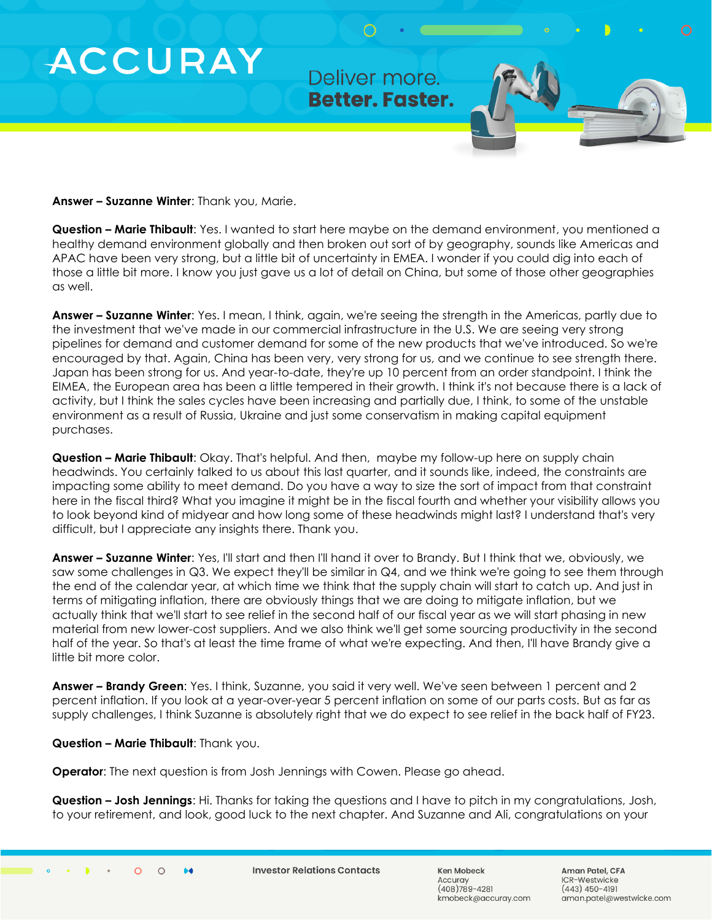**Answer – Suzanne Winter**: Thank you, Marie.

**Question – Marie Thibault**: Yes. I wanted to start here maybe on the demand environment, you mentioned a healthy demand environment globally and then broken out sort of by geography, sounds like Americas and APAC have been very strong, but a little bit of uncertainty in EMEA. I wonder if you could dig into each of those a little bit more. I know you just gave us a lot of detail on China, but some of those other geographies as well.

**Answer – Suzanne Winter**: Yes. I mean, I think, again, we're seeing the strength in the Americas, partly due to the investment that we've made in our commercial infrastructure in the U.S. We are seeing very strong pipelines for demand and customer demand for some of the new products that we've introduced. So we're encouraged by that. Again, China has been very, very strong for us, and we continue to see strength there. Japan has been strong for us. And year-to-date, they're up 10 percent from an order standpoint. I think the EIMEA, the European area has been a little tempered in their growth. I think it's not because there is a lack of activity, but I think the sales cycles have been increasing and partially due, I think, to some of the unstable environment as a result of Russia, Ukraine and just some conservatism in making capital equipment purchases.

**Question – Marie Thibault**: Okay. That's helpful. And then, maybe my follow-up here on supply chain headwinds. You certainly talked to us about this last quarter, and it sounds like, indeed, the constraints are impacting some ability to meet demand. Do you have a way to size the sort of impact from that constraint here in the fiscal third? What you imagine it might be in the fiscal fourth and whether your visibility allows you to look beyond kind of midyear and how long some of these headwinds might last? I understand that's very difficult, but I appreciate any insights there. Thank you.

**Answer – Suzanne Winter**: Yes, I'll start and then I'll hand it over to Brandy. But I think that we, obviously, we saw some challenges in Q3. We expect they'll be similar in Q4, and we think we're going to see them through the end of the calendar year, at which time we think that the supply chain will start to catch up. And just in terms of mitigating inflation, there are obviously things that we are doing to mitigate inflation, but we actually think that we'll start to see relief in the second half of our fiscal year as we will start phasing in new material from new lower-cost suppliers. And we also think we'll get some sourcing productivity in the second half of the year. So that's at least the time frame of what we're expecting. And then, I'll have Brandy give a little bit more color.

**Answer – Brandy Green**: Yes. I think, Suzanne, you said it very well. We've seen between 1 percent and 2 percent inflation. If you look at a year-over-year 5 percent inflation on some of our parts costs. But as far as supply challenges, I think Suzanne is absolutely right that we do expect to see relief in the back half of FY23.

**Question – Marie Thibault**: Thank you.

**Operator**: The next question is from Josh Jennings with Cowen. Please go ahead.

**Question – Josh Jennings**: Hi. Thanks for taking the questions and I have to pitch in my congratulations, Josh, to your retirement, and look, good luck to the next chapter. And Suzanne and Ali, congratulations on your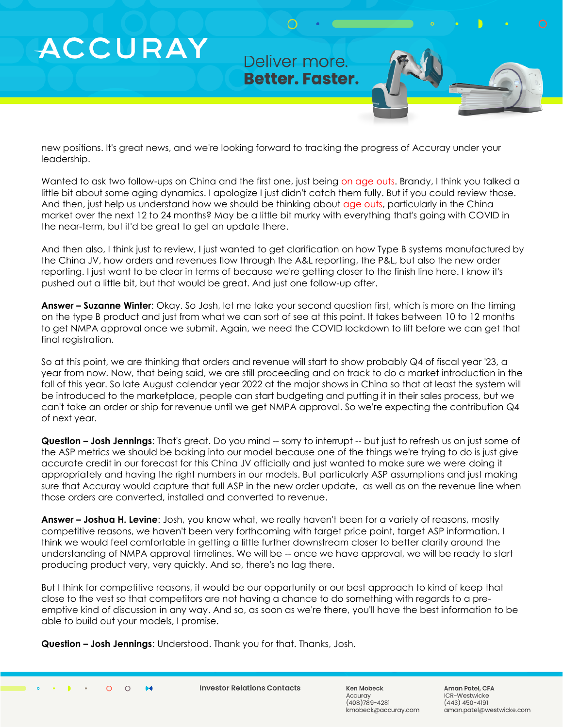new positions. It's great news, and we're looking forward to tracking the progress of Accuray under your leadership.

Wanted to ask two follow-ups on China and the first one, just being on age outs. Brandy, I think you talked a little bit about some aging dynamics. I apologize I just didn't catch them fully. But if you could review those. And then, just help us understand how we should be thinking about age outs, particularly in the China market over the next 12 to 24 months? May be a little bit murky with everything that's going with COVID in the near-term, but it'd be great to get an update there.

And then also, I think just to review, I just wanted to get clarification on how Type B systems manufactured by the China JV, how orders and revenues flow through the A&L reporting, the P&L, but also the new order reporting. I just want to be clear in terms of because we're getting closer to the finish line here. I know it's pushed out a little bit, but that would be great. And just one follow-up after.

**Answer – Suzanne Winter**: Okay. So Josh, let me take your second question first, which is more on the timing on the type B product and just from what we can sort of see at this point. It takes between 10 to 12 months to get NMPA approval once we submit. Again, we need the COVID lockdown to lift before we can get that final registration.

So at this point, we are thinking that orders and revenue will start to show probably Q4 of fiscal year '23, a year from now. Now, that being said, we are still proceeding and on track to do a market introduction in the fall of this year. So late August calendar year 2022 at the major shows in China so that at least the system will be introduced to the marketplace, people can start budgeting and putting it in their sales process, but we can't take an order or ship for revenue until we get NMPA approval. So we're expecting the contribution Q4 of next year.

**Question – Josh Jennings**: That's great. Do you mind -- sorry to interrupt -- but just to refresh us on just some of the ASP metrics we should be baking into our model because one of the things we're trying to do is just give accurate credit in our forecast for this China JV officially and just wanted to make sure we were doing it appropriately and having the right numbers in our models. But particularly ASP assumptions and just making sure that Accuray would capture that full ASP in the new order update, as well as on the revenue line when those orders are converted, installed and converted to revenue.

**Answer – Joshua H. Levine**: Josh, you know what, we really haven't been for a variety of reasons, mostly competitive reasons, we haven't been very forthcoming with target price point, target ASP information. I think we would feel comfortable in getting a little further downstream closer to better clarity around the understanding of NMPA approval timelines. We will be -- once we have approval, we will be ready to start producing product very, very quickly. And so, there's no lag there.

But I think for competitive reasons, it would be our opportunity or our best approach to kind of keep that close to the vest so that competitors are not having a chance to do something with regards to a pre-emptive kind of discussion in any way. And so, as soon as we're there, you'll have the best information to be able to build out your models, I promise.

**Question – Josh Jennings**: Understood. Thank you for that. Thanks, Josh.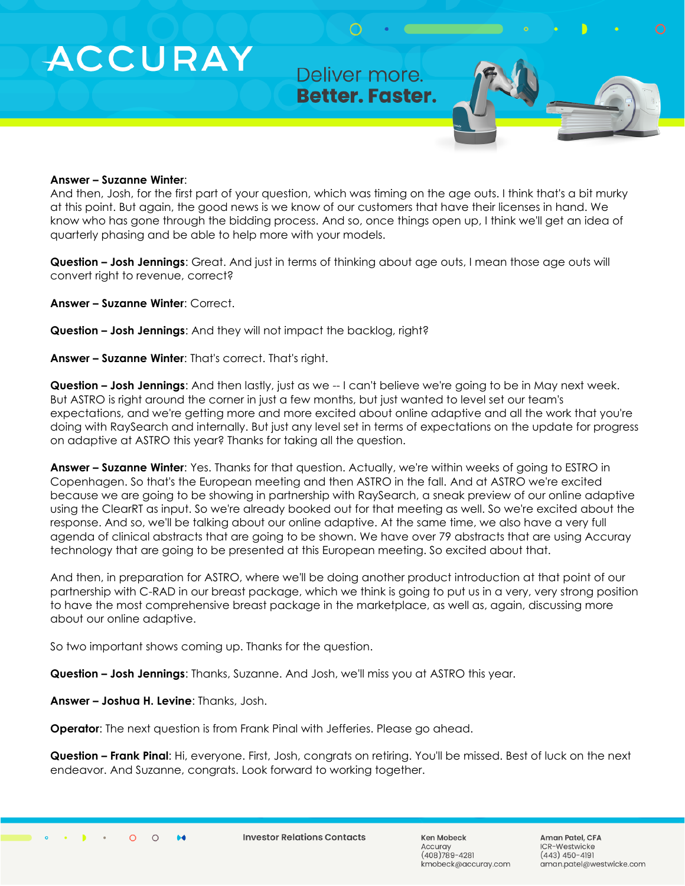**Answer – Suzanne Winter**:
And then, Josh, for the first part of your question, which was timing on the age outs. I think that's a bit murky at this point. But again, the good news is we know of our customers that have their licenses in hand. We know who has gone through the bidding process. And so, once things open up, I think we'll get an idea of quarterly phasing and be able to help more with your models.

**Question – Josh Jennings**: Great. And just in terms of thinking about age outs, I mean those age outs will convert right to revenue, correct?

**Answer – Suzanne Winter**: Correct.

**Question – Josh Jennings**: And they will not impact the backlog, right?

**Answer – Suzanne Winter**: That's correct. That's right.

**Question – Josh Jennings**: And then lastly, just as we -- I can't believe we're going to be in May next week. But ASTRO is right around the corner in just a few months, but just wanted to level set our team's expectations, and we're getting more and more excited about online adaptive and all the work that you're doing with RaySearch and internally. But just any level set in terms of expectations on the update for progress on adaptive at ASTRO this year? Thanks for taking all the question.

**Answer – Suzanne Winter**: Yes. Thanks for that question. Actually, we're within weeks of going to ESTRO in Copenhagen. So that's the European meeting and then ASTRO in the fall. And at ASTRO we're excited because we are going to be showing in partnership with RaySearch, a sneak preview of our online adaptive using the ClearRT as input. So we're already booked out for that meeting as well. So we're excited about the response. And so, we'll be talking about our online adaptive. At the same time, we also have a very full agenda of clinical abstracts that are going to be shown. We have over 79 abstracts that are using Accuray technology that are going to be presented at this European meeting. So excited about that.

And then, in preparation for ASTRO, where we'll be doing another product introduction at that point of our partnership with C-RAD in our breast package, which we think is going to put us in a very, very strong position to have the most comprehensive breast package in the marketplace, as well as, again, discussing more about our online adaptive.

So two important shows coming up. Thanks for the question.

**Question – Josh Jennings**: Thanks, Suzanne. And Josh, we'll miss you at ASTRO this year.

**Answer – Joshua H. Levine**: Thanks, Josh.

**Operator**: The next question is from Frank Pinal with Jefferies. Please go ahead.

**Question – Frank Pinal**: Hi, everyone. First, Josh, congrats on retiring. You'll be missed. Best of luck on the next endeavor. And Suzanne, congrats. Look forward to working together.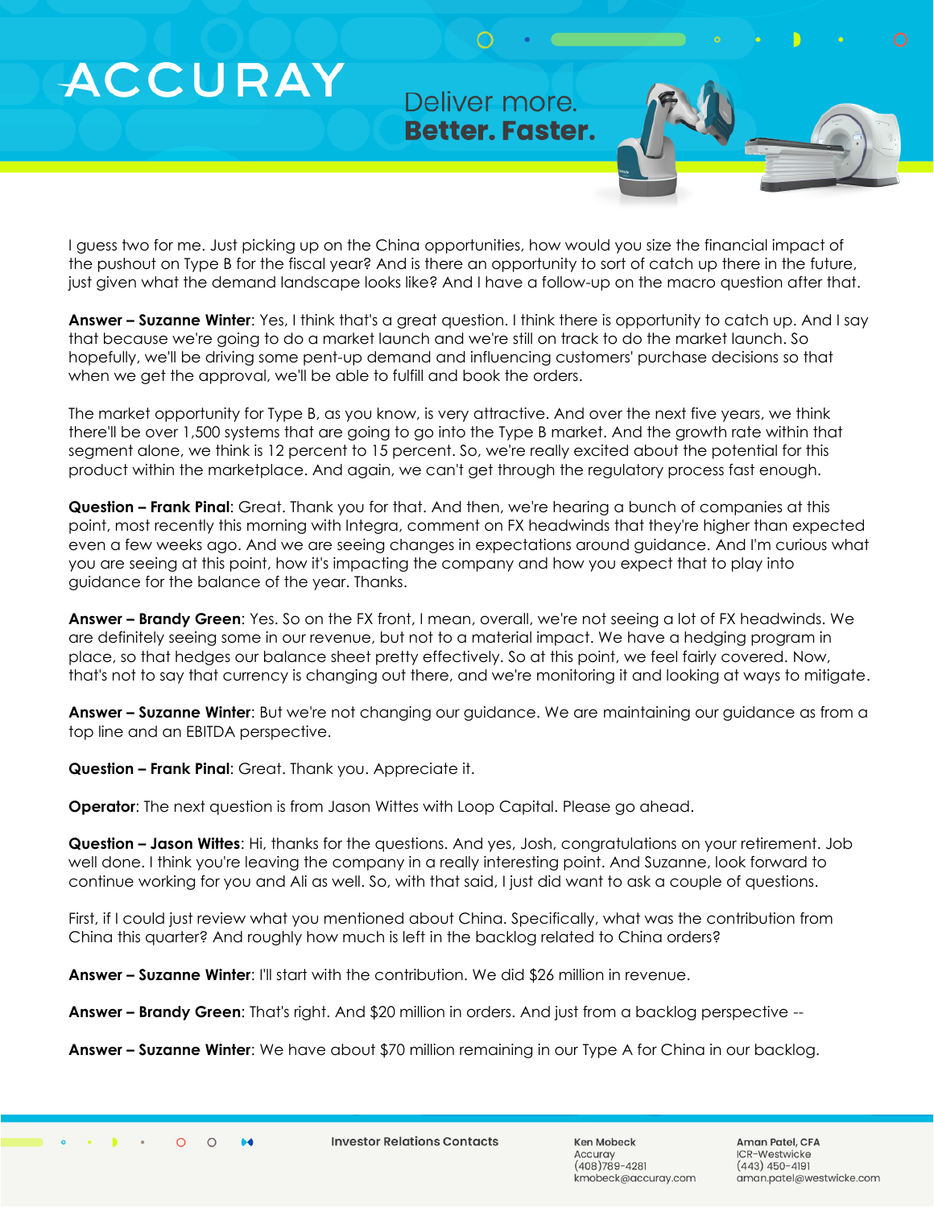I guess two for me. Just picking up on the China opportunities, how would you size the financial impact of the pushout on Type B for the fiscal year? And is there an opportunity to sort of catch up there in the future, just given what the demand landscape looks like? And I have a follow-up on the macro question after that.

**Answer – Suzanne Winter**: Yes, I think that's a great question. I think there is opportunity to catch up. And I say that because we're going to do a market launch and we're still on track to do the market launch. So hopefully, we'll be driving some pent-up demand and influencing customers' purchase decisions so that when we get the approval, we'll be able to fulfill and book the orders.

The market opportunity for Type B, as you know, is very attractive. And over the next five years, we think there'll be over 1,500 systems that are going to go into the Type B market. And the growth rate within that segment alone, we think is 12 percent to 15 percent. So, we're really excited about the potential for this product within the marketplace. And again, we can't get through the regulatory process fast enough.

**Question – Frank Pinal**: Great. Thank you for that. And then, we're hearing a bunch of companies at this point, most recently this morning with Integra, comment on FX headwinds that they're higher than expected even a few weeks ago. And we are seeing changes in expectations around guidance. And I'm curious what you are seeing at this point, how it's impacting the company and how you expect that to play into guidance for the balance of the year. Thanks.

**Answer – Brandy Green**: Yes. So on the FX front, I mean, overall, we're not seeing a lot of FX headwinds. We are definitely seeing some in our revenue, but not to a material impact. We have a hedging program in place, so that hedges our balance sheet pretty effectively. So at this point, we feel fairly covered. Now, that's not to say that currency is changing out there, and we're monitoring it and looking at ways to mitigate.

**Answer – Suzanne Winter**: But we're not changing our guidance. We are maintaining our guidance as from a top line and an EBITDA perspective.

**Question – Frank Pinal**: Great. Thank you. Appreciate it.

**Operator**: The next question is from Jason Wittes with Loop Capital. Please go ahead.

**Question – Jason Wittes**: Hi, thanks for the questions. And yes, Josh, congratulations on your retirement. Job well done. I think you're leaving the company in a really interesting point. And Suzanne, look forward to continue working for you and Ali as well. So, with that said, I just did want to ask a couple of questions.

First, if I could just review what you mentioned about China. Specifically, what was the contribution from China this quarter? And roughly how much is left in the backlog related to China orders?

**Answer – Suzanne Winter**: I'll start with the contribution. We did $26 million in revenue.

**Answer – Brandy Green**: That's right. And $20 million in orders. And just from a backlog perspective --

**Answer – Suzanne Winter**: We have about $70 million remaining in our Type A for China in our backlog.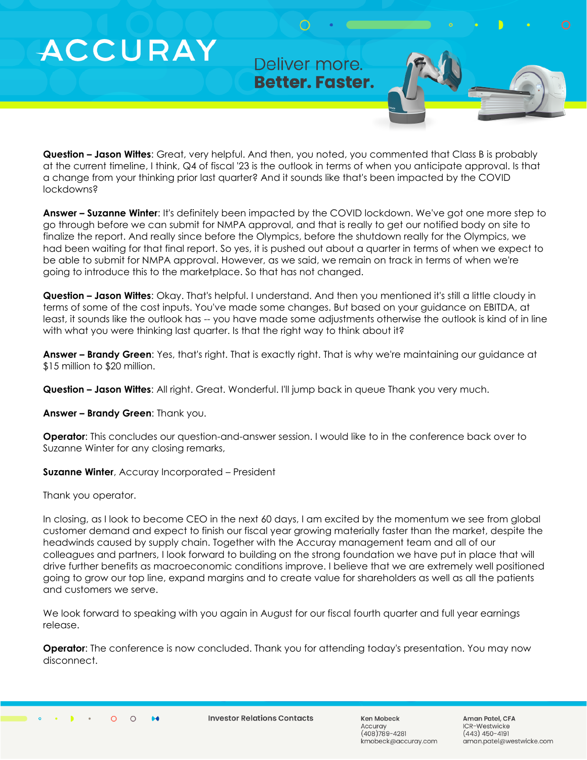**Question – Jason Wittes**: Great, very helpful. And then, you noted, you commented that Class B is probably at the current timeline, I think, Q4 of fiscal '23 is the outlook in terms of when you anticipate approval. Is that a change from your thinking prior last quarter? And it sounds like that's been impacted by the COVID lockdowns?

**Answer – Suzanne Winter**: It's definitely been impacted by the COVID lockdown. We've got one more step to go through before we can submit for NMPA approval, and that is really to get our notified body on site to finalize the report. And really since before the Olympics, before the shutdown really for the Olympics, we had been waiting for that final report. So yes, it is pushed out about a quarter in terms of when we expect to be able to submit for NMPA approval. However, as we said, we remain on track in terms of when we're going to introduce this to the marketplace. So that has not changed.

**Question – Jason Wittes**: Okay. That's helpful. I understand. And then you mentioned it's still a little cloudy in terms of some of the cost inputs. You've made some changes. But based on your guidance on EBITDA, at least, it sounds like the outlook has -- you have made some adjustments otherwise the outlook is kind of in line with what you were thinking last quarter. Is that the right way to think about it?

**Answer – Brandy Green**: Yes, that's right. That is exactly right. That is why we're maintaining our guidance at $15 million to $20 million.

**Question – Jason Wittes**: All right. Great. Wonderful. I'll jump back in queue Thank you very much.

**Answer – Brandy Green**: Thank you.

**Operator**: This concludes our question-and-answer session. I would like to in the conference back over to Suzanne Winter for any closing remarks,

**Suzanne Winter**, Accuray Incorporated – President

Thank you operator.

In closing, as I look to become CEO in the next 60 days, I am excited by the momentum we see from global customer demand and expect to finish our fiscal year growing materially faster than the market, despite the headwinds caused by supply chain. Together with the Accuray management team and all of our colleagues and partners, I look forward to building on the strong foundation we have put in place that will drive further benefits as macroeconomic conditions improve. I believe that we are extremely well positioned going to grow our top line, expand margins and to create value for shareholders as well as all the patients and customers we serve.

We look forward to speaking with you again in August for our fiscal fourth quarter and full year earnings release.

**Operator**: The conference is now concluded. Thank you for attending today's presentation. You may now disconnect.